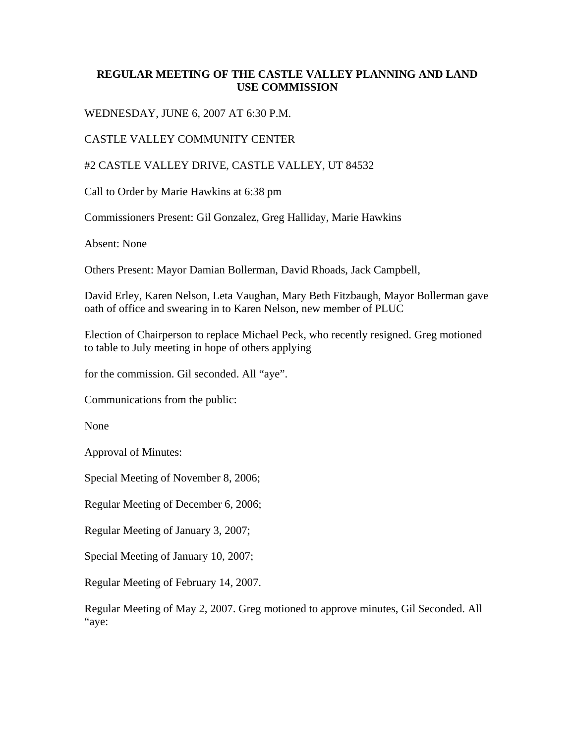# REGULAR MEETING OF THE CASTLE VALLEY PLANNING AND LAND USE COMMISSION

WEDNESDAY, JUNE 6, 2007 AT 6:30 P.M.

CASTLE VALLEY COMMUNITY CENTER

#2 CASTLE VALLEY DRIVE, CASTLE VALLEY, UT 84532

Call to Order by Marie Hawkins at 6:38 pm

Commissioners Present: Gil Gonzalez, Greg Halliday, Marie Hawkins

Absent: None

Others Present: Mayor Damian Bollerman, David Rhoads, Jack Campbell,

David Erley, Karen Nelson, Leta Vaughan, Mary Beth Fitzbaugh, Mayor Bollerman gave oath of office and swearing in to Karen Nelson, new member of PLUC

Election of Chairperson to replace Michael Peck, who recently resigned. Greg motioned to table to July meeting in hope of others applying

for the commission. Gil seconded. All "aye".

Communications from the public:

None

Approval of Minutes:

Special Meeting of November 8, 2006;

Regular Meeting of December 6, 2006;

Regular Meeting of January 3, 2007;

Special Meeting of January 10, 2007;

Regular Meeting of February 14, 2007.

Regular Meeting of May 2, 2007. Greg motioned to approve minutes, Gil Seconded. All "aye: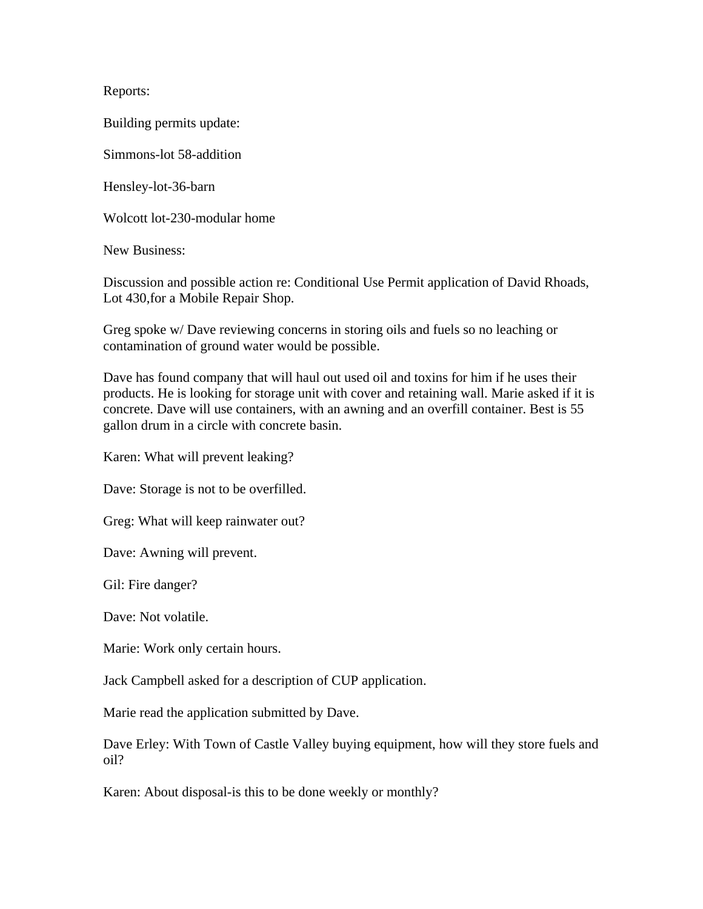Reports:

Building permits update:

Simmons-lot 58-addition

Hensley-lot-36-barn

Wolcott lot-230-modular home

New Business:

Discussion and possible action re: Conditional Use Permit application of David Rhoads, Lot 430,for a Mobile Repair Shop.

Greg spoke w/ Dave reviewing concerns in storing oils and fuels so no leaching or contamination of ground water would be possible.

Dave has found company that will haul out used oil and toxins for him if he uses their products. He is looking for storage unit with cover and retaining wall. Marie asked if it is concrete. Dave will use containers, with an awning and an overfill container. Best is 55 gallon drum in a circle with concrete basin.

Karen: What will prevent leaking?

Dave: Storage is not to be overfilled.

Greg: What will keep rainwater out?

Dave: Awning will prevent.

Gil: Fire danger?

Dave: Not volatile.

Marie: Work only certain hours.

Jack Campbell asked for a description of CUP application.

Marie read the application submitted by Dave.

Dave Erley: With Town of Castle Valley buying equipment, how will they store fuels and oil?

Karen: About disposal-is this to be done weekly or monthly?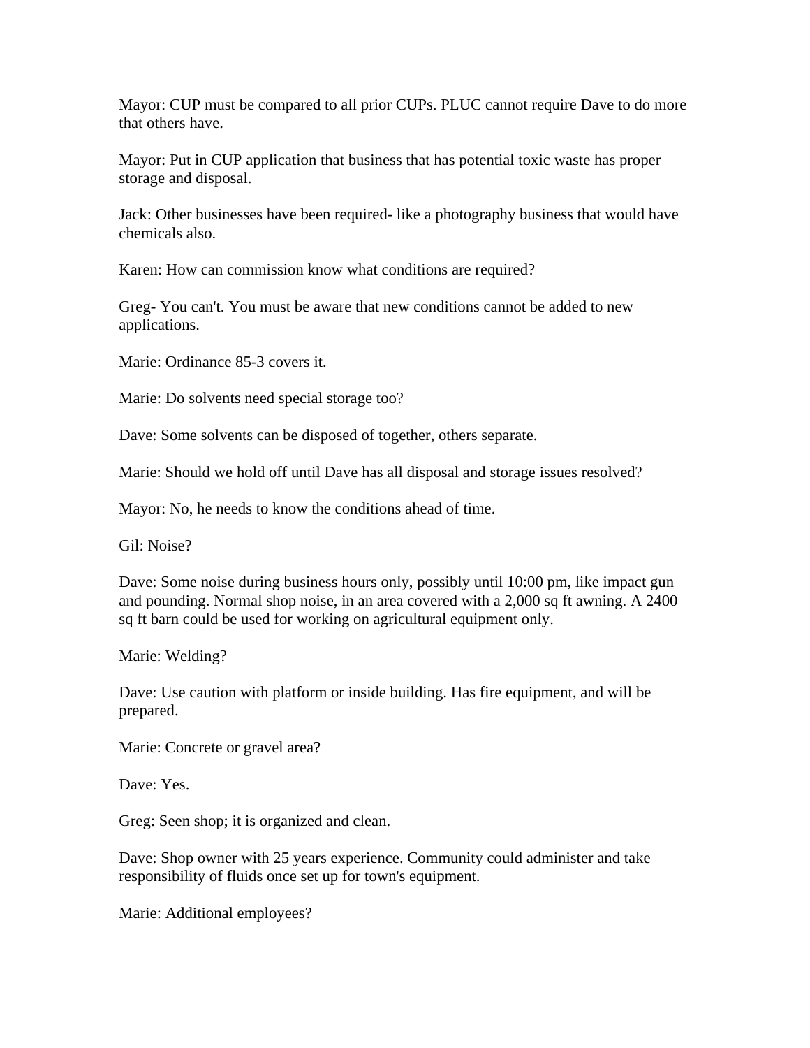Mayor: CUP must be compared to all prior CUPs. PLUC cannot require Dave to do more that others have.

Mayor: Put in CUP application that business that has potential toxic waste has proper storage and disposal.

Jack: Other businesses have been required- like a photography business that would have chemicals also.

Karen: How can commission know what conditions are required?

Greg- You can't. You must be aware that new conditions cannot be added to new applications.

Marie: Ordinance 85-3 covers it.

Marie: Do solvents need special storage too?

Dave: Some solvents can be disposed of together, others separate.

Marie: Should we hold off until Dave has all disposal and storage issues resolved?

Mayor: No, he needs to know the conditions ahead of time.

Gil: Noise?

Dave: Some noise during business hours only, possibly until 10:00 pm, like impact gun and pounding. Normal shop noise, in an area covered with a 2,000 sq ft awning. A 2400 sq ft barn could be used for working on agricultural equipment only.

Marie: Welding?

Dave: Use caution with platform or inside building. Has fire equipment, and will be prepared.

Marie: Concrete or gravel area?

Dave: Yes.

Greg: Seen shop; it is organized and clean.

Dave: Shop owner with 25 years experience. Community could administer and take responsibility of fluids once set up for town's equipment.

Marie: Additional employees?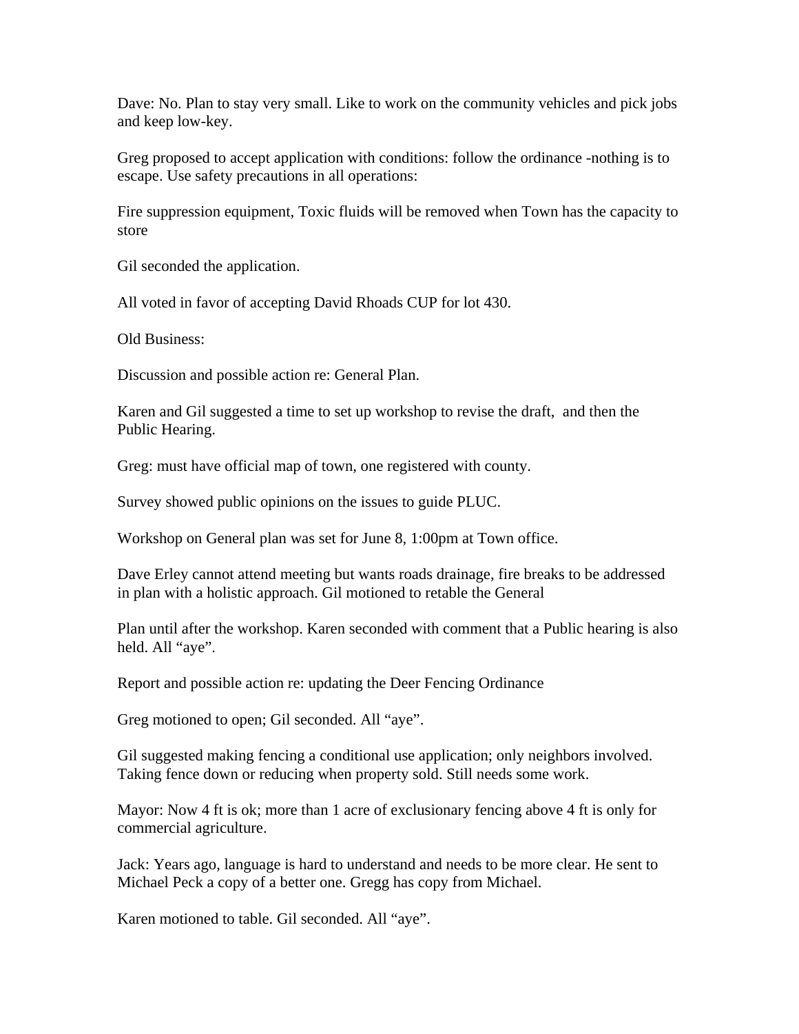Dave: No. Plan to stay very small. Like to work on the community vehicles and pick jobs and keep low-key.

Greg proposed to accept application with conditions: follow the ordinance -nothing is to escape. Use safety precautions in all operations:

Fire suppression equipment, Toxic fluids will be removed when Town has the capacity to store

Gil seconded the application.

All voted in favor of accepting David Rhoads CUP for lot 430.

Old Business:

Discussion and possible action re: General Plan.

Karen and Gil suggested a time to set up workshop to revise the draft, and then the Public Hearing.

Greg: must have official map of town, one registered with county.

Survey showed public opinions on the issues to guide PLUC.

Workshop on General plan was set for June 8, 1:00pm at Town office.

Dave Erley cannot attend meeting but wants roads drainage, fire breaks to be addressed in plan with a holistic approach. Gil motioned to retable the General

Plan until after the workshop. Karen seconded with comment that a Public hearing is also held. All "aye".

Report and possible action re: updating the Deer Fencing Ordinance

Greg motioned to open; Gil seconded. All "aye".

Gil suggested making fencing a conditional use application; only neighbors involved. Taking fence down or reducing when property sold. Still needs some work.

Mayor: Now 4 ft is ok; more than 1 acre of exclusionary fencing above 4 ft is only for commercial agriculture.

Jack: Years ago, language is hard to understand and needs to be more clear. He sent to Michael Peck a copy of a better one. Gregg has copy from Michael.

Karen motioned to table. Gil seconded. All "aye".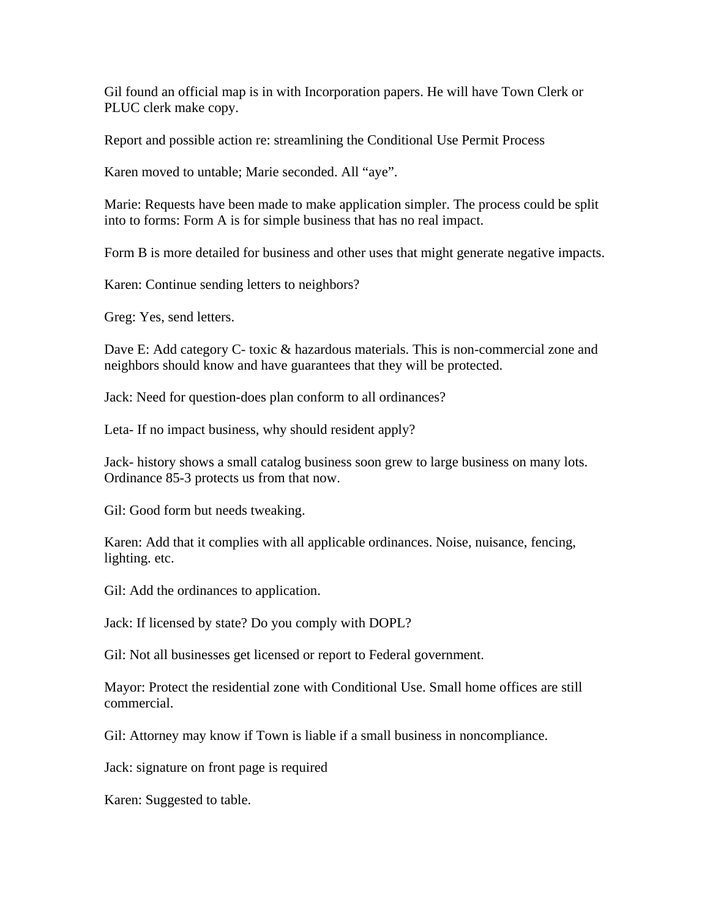Gil found an official map is in with Incorporation papers. He will have Town Clerk or PLUC clerk make copy.

Report and possible action re: streamlining the Conditional Use Permit Process

Karen moved to untable; Marie seconded. All “aye”.

Marie: Requests have been made to make application simpler. The process could be split into to forms: Form A is for simple business that has no real impact.

Form B is more detailed for business and other uses that might generate negative impacts.

Karen: Continue sending letters to neighbors?

Greg: Yes, send letters.

Dave E: Add category C- toxic & hazardous materials. This is non-commercial zone and neighbors should know and have guarantees that they will be protected.

Jack: Need for question-does plan conform to all ordinances?

Leta- If no impact business, why should resident apply?

Jack- history shows a small catalog business soon grew to large business on many lots. Ordinance 85-3 protects us from that now.

Gil: Good form but needs tweaking.

Karen: Add that it complies with all applicable ordinances. Noise, nuisance, fencing, lighting. etc.

Gil: Add the ordinances to application.

Jack: If licensed by state? Do you comply with DOPL?

Gil: Not all businesses get licensed or report to Federal government.

Mayor: Protect the residential zone with Conditional Use. Small home offices are still commercial.

Gil: Attorney may know if Town is liable if a small business in noncompliance.

Jack: signature on front page is required

Karen: Suggested to table.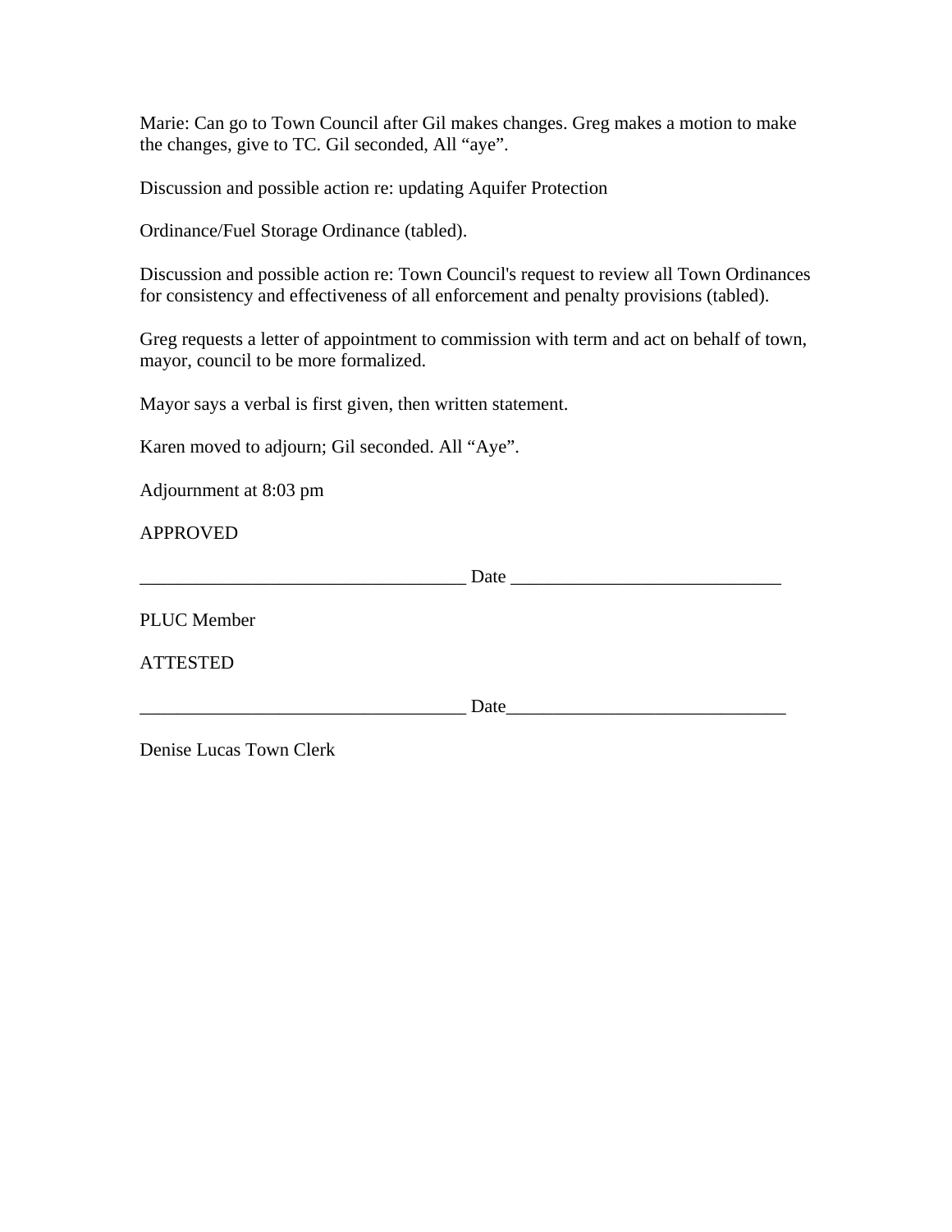Marie: Can go to Town Council after Gil makes changes. Greg makes a motion to make the changes, give to TC. Gil seconded, All "aye".

Discussion and possible action re: updating Aquifer Protection

Ordinance/Fuel Storage Ordinance (tabled).

Discussion and possible action re: Town Council's request to review all Town Ordinances for consistency and effectiveness of all enforcement and penalty provisions (tabled).

Greg requests a letter of appointment to commission with term and act on behalf of town, mayor, council to be more formalized.

Mayor says a verbal is first given, then written statement.

Karen moved to adjourn; Gil seconded. All "Aye".

Adjournment at 8:03 pm

APPROVED

___________________________________ Date _____________________________

PLUC Member

ATTESTED

___________________________________ Date______________________________

Denise Lucas Town Clerk